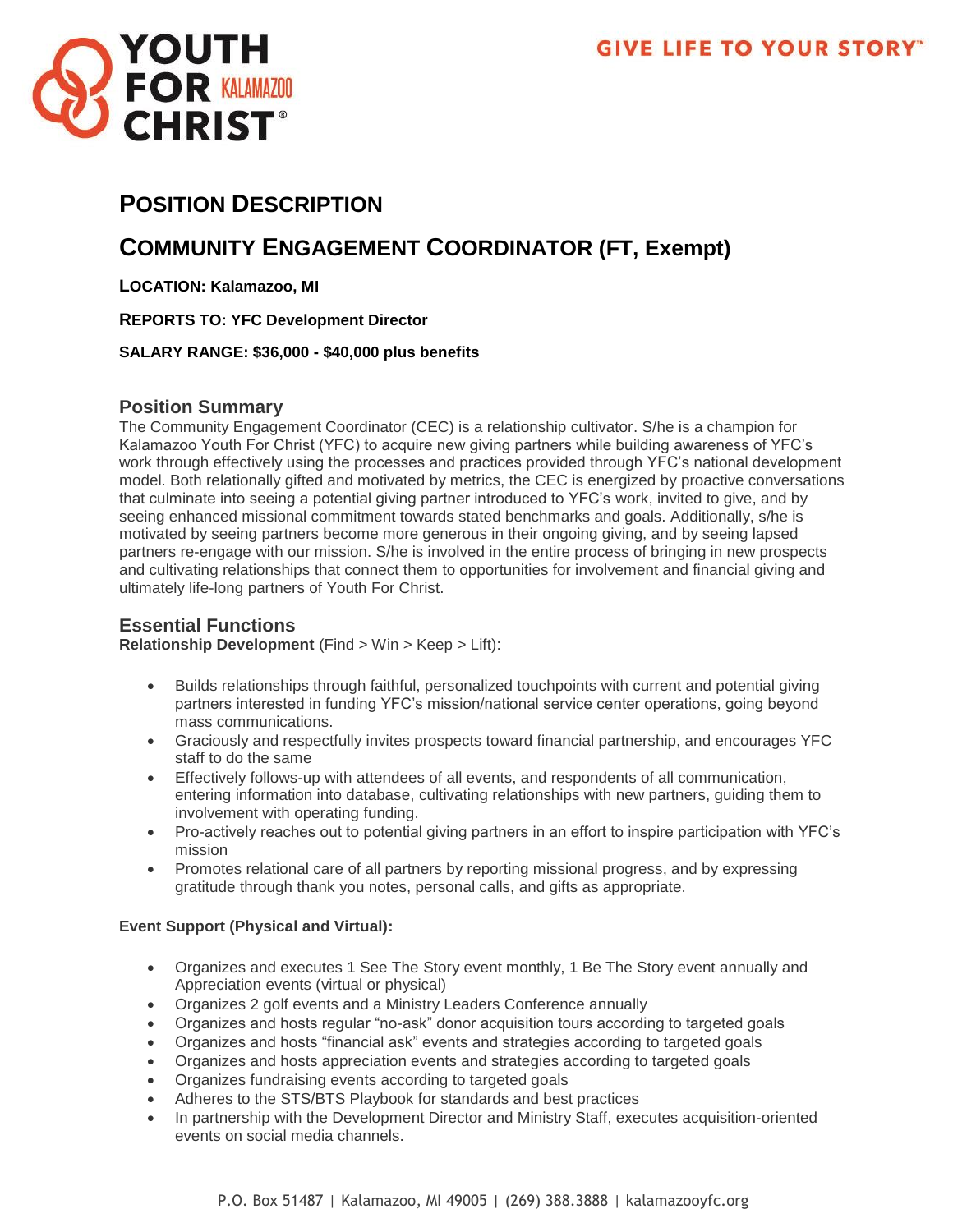YOUTH FOR KALAMAZOO CHRIST®

GIVE LIFE TO YOUR STORY™

# POSITION DESCRIPTION

## COMMUNITY ENGAGEMENT COORDINATOR (FT, Exempt)

**LOCATION: Kalamazoo, MI**

**REPORTS TO: YFC Development Director**

**SALARY RANGE: $36,000 - $40,000 plus benefits**

### Position Summary

The Community Engagement Coordinator (CEC) is a relationship cultivator. S/he is a champion for Kalamazoo Youth For Christ (YFC) to acquire new giving partners while building awareness of YFC's work through effectively using the processes and practices provided through YFC's national development model. Both relationally gifted and motivated by metrics, the CEC is energized by proactive conversations that culminate into seeing a potential giving partner introduced to YFC's work, invited to give, and by seeing enhanced missional commitment towards stated benchmarks and goals. Additionally, s/he is motivated by seeing partners become more generous in their ongoing giving, and by seeing lapsed partners re-engage with our mission. S/he is involved in the entire process of bringing in new prospects and cultivating relationships that connect them to opportunities for involvement and financial giving and ultimately life-long partners of Youth For Christ.

### Essential Functions

**Relationship Development** (Find > Win > Keep > Lift):

- Builds relationships through faithful, personalized touchpoints with current and potential giving partners interested in funding YFC's mission/national service center operations, going beyond mass communications.
- Graciously and respectfully invites prospects toward financial partnership, and encourages YFC staff to do the same
- Effectively follows-up with attendees of all events, and respondents of all communication, entering information into database, cultivating relationships with new partners, guiding them to involvement with operating funding.
- Pro-actively reaches out to potential giving partners in an effort to inspire participation with YFC's mission
- Promotes relational care of all partners by reporting missional progress, and by expressing gratitude through thank you notes, personal calls, and gifts as appropriate.

**Event Support (Physical and Virtual):**

- Organizes and executes 1 See The Story event monthly, 1 Be The Story event annually and Appreciation events (virtual or physical)
- Organizes 2 golf events and a Ministry Leaders Conference annually
- Organizes and hosts regular "no-ask" donor acquisition tours according to targeted goals
- Organizes and hosts "financial ask" events and strategies according to targeted goals
- Organizes and hosts appreciation events and strategies according to targeted goals
- Organizes fundraising events according to targeted goals
- Adheres to the STS/BTS Playbook for standards and best practices
- In partnership with the Development Director and Ministry Staff, executes acquisition-oriented events on social media channels.

P.O. Box 51487 | Kalamazoo, MI 49005 | (269) 388.3888 | kalamazooyfc.org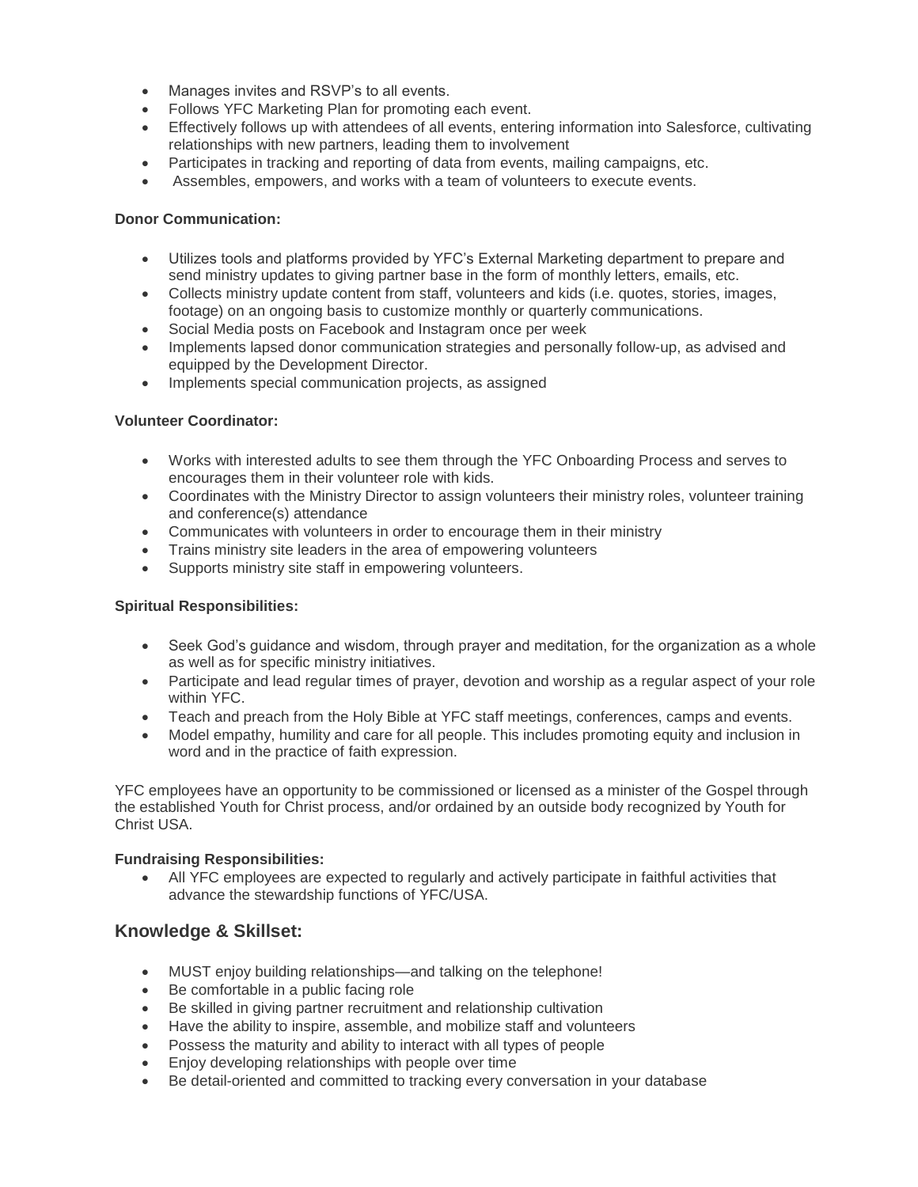- Manages invites and RSVP's to all events.
- Follows YFC Marketing Plan for promoting each event.
- Effectively follows up with attendees of all events, entering information into Salesforce, cultivating relationships with new partners, leading them to involvement
- Participates in tracking and reporting of data from events, mailing campaigns, etc.
- Assembles, empowers, and works with a team of volunteers to execute events.

**Donor Communication:**

- Utilizes tools and platforms provided by YFC's External Marketing department to prepare and send ministry updates to giving partner base in the form of monthly letters, emails, etc.
- Collects ministry update content from staff, volunteers and kids (i.e. quotes, stories, images, footage) on an ongoing basis to customize monthly or quarterly communications.
- Social Media posts on Facebook and Instagram once per week
- Implements lapsed donor communication strategies and personally follow-up, as advised and equipped by the Development Director.
- Implements special communication projects, as assigned

**Volunteer Coordinator:**

- Works with interested adults to see them through the YFC Onboarding Process and serves to encourages them in their volunteer role with kids.
- Coordinates with the Ministry Director to assign volunteers their ministry roles, volunteer training and conference(s) attendance
- Communicates with volunteers in order to encourage them in their ministry
- Trains ministry site leaders in the area of empowering volunteers
- Supports ministry site staff in empowering volunteers.

**Spiritual Responsibilities:**

- Seek God's guidance and wisdom, through prayer and meditation, for the organization as a whole as well as for specific ministry initiatives.
- Participate and lead regular times of prayer, devotion and worship as a regular aspect of your role within YFC.
- Teach and preach from the Holy Bible at YFC staff meetings, conferences, camps and events.
- Model empathy, humility and care for all people. This includes promoting equity and inclusion in word and in the practice of faith expression.

YFC employees have an opportunity to be commissioned or licensed as a minister of the Gospel through the established Youth for Christ process, and/or ordained by an outside body recognized by Youth for Christ USA.

**Fundraising Responsibilities:**

- All YFC employees are expected to regularly and actively participate in faithful activities that advance the stewardship functions of YFC/USA.

## Knowledge & Skillset:

- MUST enjoy building relationships—and talking on the telephone!
- Be comfortable in a public facing role
- Be skilled in giving partner recruitment and relationship cultivation
- Have the ability to inspire, assemble, and mobilize staff and volunteers
- Possess the maturity and ability to interact with all types of people
- Enjoy developing relationships with people over time
- Be detail-oriented and committed to tracking every conversation in your database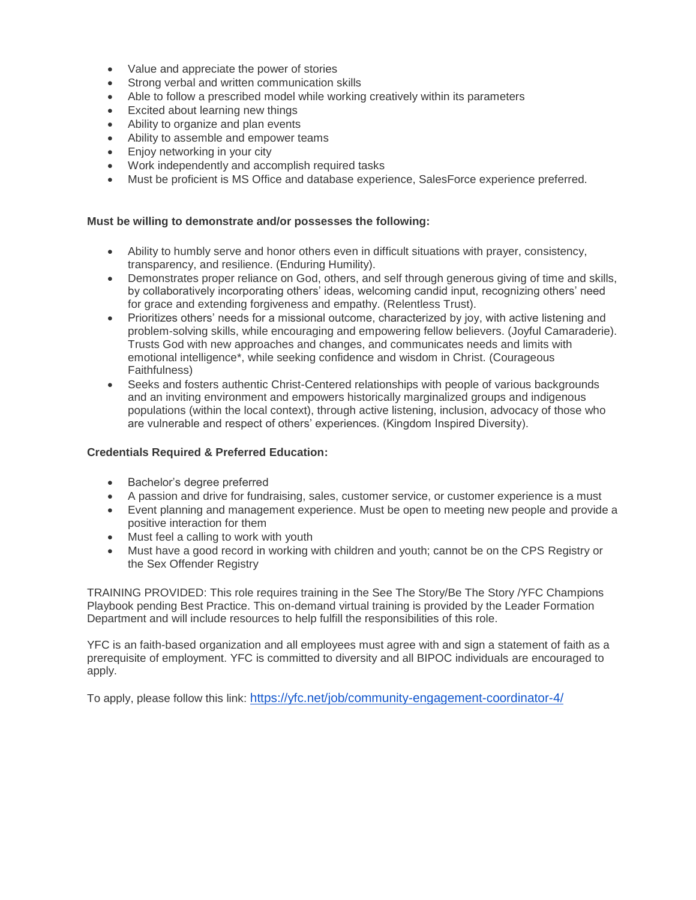- Value and appreciate the power of stories
- Strong verbal and written communication skills
- Able to follow a prescribed model while working creatively within its parameters
- Excited about learning new things
- Ability to organize and plan events
- Ability to assemble and empower teams
- Enjoy networking in your city
- Work independently and accomplish required tasks
- Must be proficient is MS Office and database experience, SalesForce experience preferred.

**Must be willing to demonstrate and/or possesses the following:**

- Ability to humbly serve and honor others even in difficult situations with prayer, consistency, transparency, and resilience. (Enduring Humility).
- Demonstrates proper reliance on God, others, and self through generous giving of time and skills, by collaboratively incorporating others' ideas, welcoming candid input, recognizing others' need for grace and extending forgiveness and empathy. (Relentless Trust).
- Prioritizes others' needs for a missional outcome, characterized by joy, with active listening and problem-solving skills, while encouraging and empowering fellow believers. (Joyful Camaraderie). Trusts God with new approaches and changes, and communicates needs and limits with emotional intelligence*, while seeking confidence and wisdom in Christ. (Courageous Faithfulness)
- Seeks and fosters authentic Christ-Centered relationships with people of various backgrounds and an inviting environment and empowers historically marginalized groups and indigenous populations (within the local context), through active listening, inclusion, advocacy of those who are vulnerable and respect of others' experiences. (Kingdom Inspired Diversity).

**Credentials Required & Preferred Education:**

- Bachelor's degree preferred
- A passion and drive for fundraising, sales, customer service, or customer experience is a must
- Event planning and management experience. Must be open to meeting new people and provide a positive interaction for them
- Must feel a calling to work with youth
- Must have a good record in working with children and youth; cannot be on the CPS Registry or the Sex Offender Registry

TRAINING PROVIDED: This role requires training in the See The Story/Be The Story /YFC Champions Playbook pending Best Practice. This on-demand virtual training is provided by the Leader Formation Department and will include resources to help fulfill the responsibilities of this role.

YFC is an faith-based organization and all employees must agree with and sign a statement of faith as a prerequisite of employment. YFC is committed to diversity and all BIPOC individuals are encouraged to apply.

To apply, please follow this link: https://yfc.net/job/community-engagement-coordinator-4/